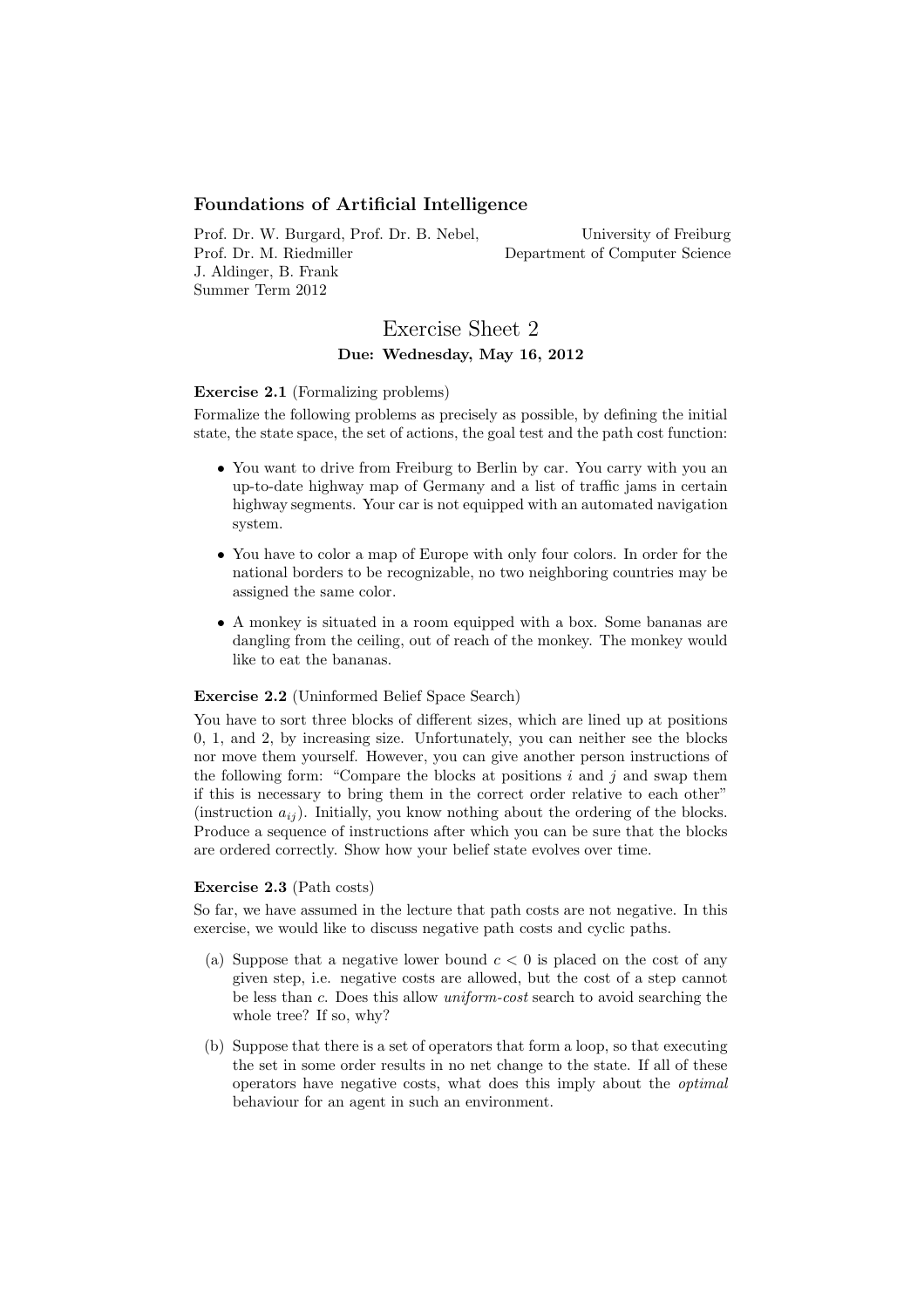## Foundations of Artificial Intelligence

Prof. Dr. W. Burgard, Prof. Dr. B. Nebel,
Prof. Dr. M. Riedmiller
J. Aldinger, B. Frank
Summer Term 2012

University of Freiburg
Department of Computer Science

# Exercise Sheet 2

**Due: Wednesday, May 16, 2012**

**Exercise 2.1** (Formalizing problems)

Formalize the following problems as precisely as possible, by defining the initial state, the state space, the set of actions, the goal test and the path cost function:

- You want to drive from Freiburg to Berlin by car. You carry with you an up-to-date highway map of Germany and a list of traffic jams in certain highway segments. Your car is not equipped with an automated navigation system.
- You have to color a map of Europe with only four colors. In order for the national borders to be recognizable, no two neighboring countries may be assigned the same color.
- A monkey is situated in a room equipped with a box. Some bananas are dangling from the ceiling, out of reach of the monkey. The monkey would like to eat the bananas.

**Exercise 2.2** (Uninformed Belief Space Search)

You have to sort three blocks of different sizes, which are lined up at positions 0, 1, and 2, by increasing size. Unfortunately, you can neither see the blocks nor move them yourself. However, you can give another person instructions of the following form: "Compare the blocks at positions $i$ and $j$ and swap them if this is necessary to bring them in the correct order relative to each other" (instruction $a_{ij}$). Initially, you know nothing about the ordering of the blocks. Produce a sequence of instructions after which you can be sure that the blocks are ordered correctly. Show how your belief state evolves over time.

**Exercise 2.3** (Path costs)

So far, we have assumed in the lecture that path costs are not negative. In this exercise, we would like to discuss negative path costs and cyclic paths.

(a) Suppose that a negative lower bound $c < 0$ is placed on the cost of any given step, i.e. negative costs are allowed, but the cost of a step cannot be less than $c$. Does this allow *uniform-cost* search to avoid searching the whole tree? If so, why?

(b) Suppose that there is a set of operators that form a loop, so that executing the set in some order results in no net change to the state. If all of these operators have negative costs, what does this imply about the *optimal* behaviour for an agent in such an environment.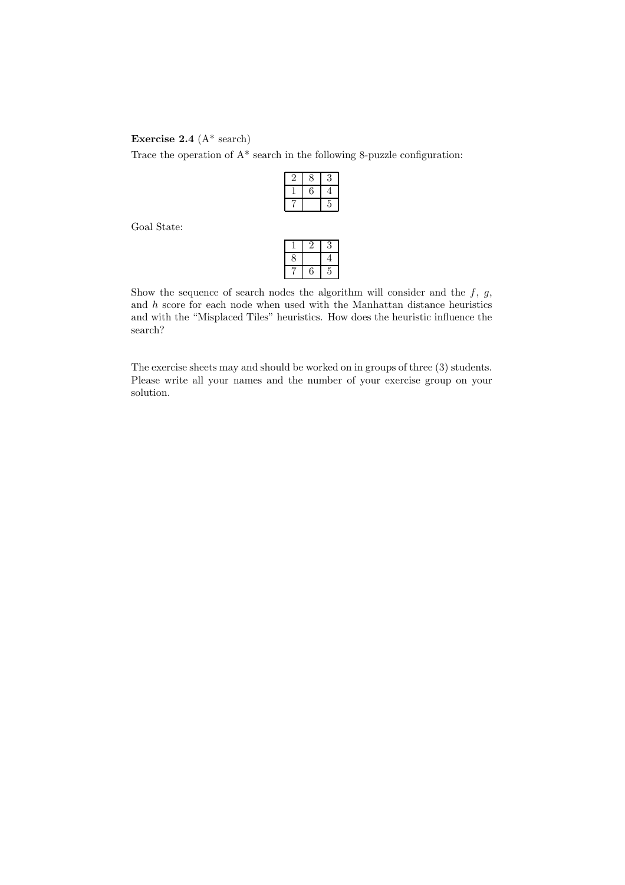**Exercise 2.4** (A* search)

Trace the operation of A* search in the following 8-puzzle configuration:

| | | |
|---|---|---|
| 2 | 8 | 3 |
| 1 | 6 | 4 |
| 7 | | 5 |

Goal State:

| | | |
|---|---|---|
| 1 | 2 | 3 |
| 8 | | 4 |
| 7 | 6 | 5 |

Show the sequence of search nodes the algorithm will consider and the $f$, $g$, and $h$ score for each node when used with the Manhattan distance heuristics and with the "Misplaced Tiles" heuristics. How does the heuristic influence the search?

The exercise sheets may and should be worked on in groups of three (3) students. Please write all your names and the number of your exercise group on your solution.